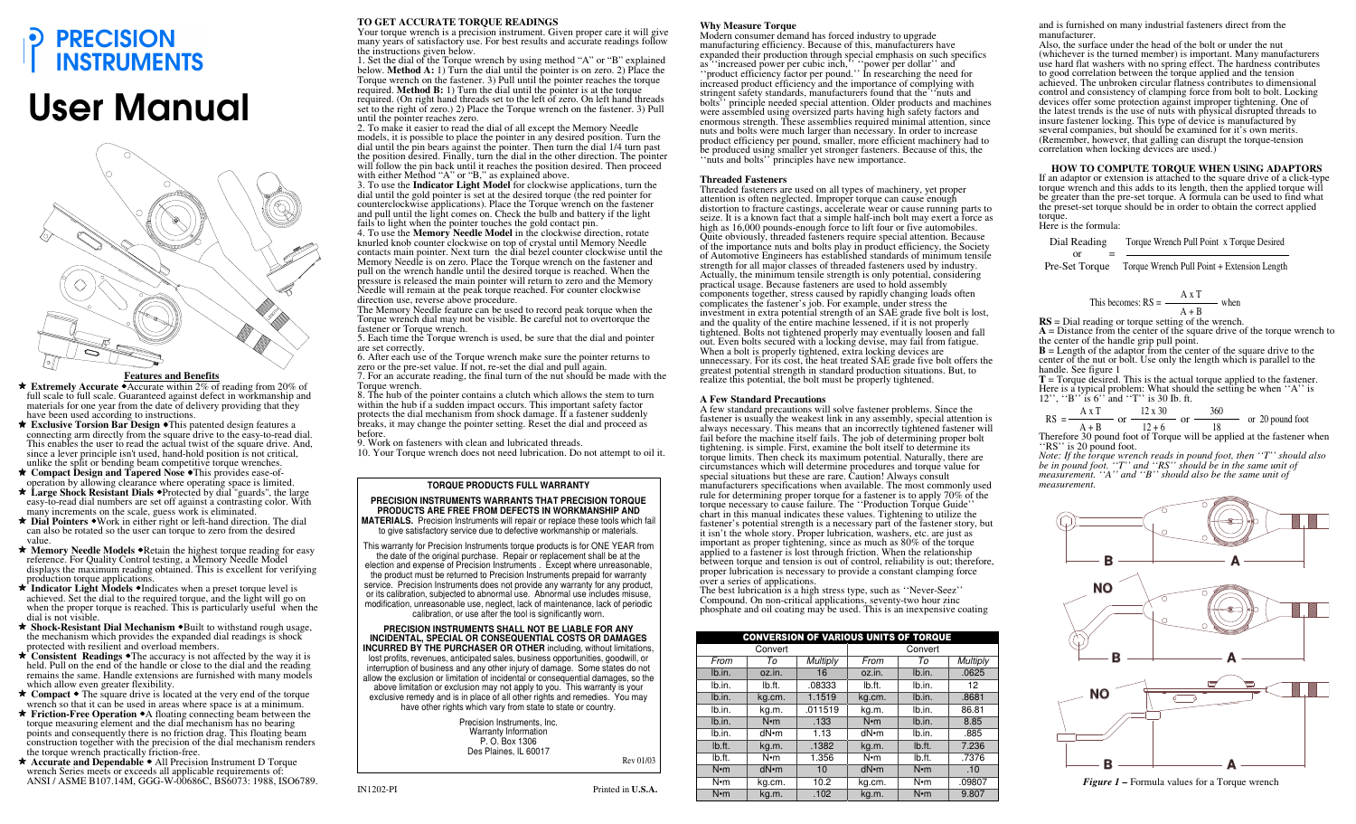# PRECISION INSTRUMENTS

# User Manual

## Features and Benefits

- ★ **Extremely Accurate** •Accurate within 2% of reading from 20% of full scale to full scale. Guaranteed against defect in workmanship and materials for one year from the date of delivery providing that they have been used according to instructions.
- ★ **Exclusive Torsion Bar Design** •This patented design features a connecting arm directly from the square drive to the easy-to-read dial. This enables the user to read the actual twist of the square drive. And, since a lever principle isn't used, hand-hold position is not critical, unlike the split or bending beam competitive torque wrenches.
- ★ **Compact Design and Tapered Nose** •This provides ease-of-operation by allowing clearance where operating space is limited.
- ★ **Large Shock Resistant Dials** •Protected by dial "guards", the large easy-to-read dial numbers are set off against a contrasting color. With many increments on the scale, guess work is eliminated.
- ★ **Dial Pointers** •Work in either right or left-hand direction. The dial can also be rotated so the user can torque to zero from the desired value.
- ★ **Memory Needle Models** •Retain the highest torque reading for easy reference. For Quality Control testing, a Memory Needle Model displays the maximum reading obtained. This is excellent for verifying production torque applications.
- ★ **Indicator Light Models** •Indicates when a preset torque level is achieved. Set the dial to the required torque, and the light will go on when the proper torque is reached. This is particularly useful when the dial is not visible.
- ★ **Shock-Resistant Dial Mechanism** •Built to withstand rough usage, the mechanism which provides the expanded dial readings is shock protected with resilient and overload members.
- ★ **Consistent Readings** •The accuracy is not affected by the way it is held. Pull on the end of the handle or close to the dial and the reading remains the same. Handle extensions are furnished with many models which allow even greater flexibility.
- ★ **Compact** • The square drive is located at the very end of the torque wrench so that it can be used in areas where space is at a minimum.
- ★ **Friction-Free Operation** •A floating connecting beam between the torque measuring element and the dial mechanism has no bearing points and consequently there is no friction drag. This floating beam construction together with the precision of the dial mechanism renders the torque wrench practically friction-free.
- ★ **Accurate and Dependable** • All Precision Instrument D Torque wrench Series meets or exceeds all applicable requirements of: ANSI / ASME B107.14M, GGG-W-00686C, BS6073: 1988, ISO6789.

## TO GET ACCURATE TORQUE READINGS

Your torque wrench is a precision instrument. Given proper care it will give many years of satisfactory use. For best results and accurate readings follow the instructions given below.

1. Set the dial of the Torque wrench by using method "A" or "B" explained below. **Method A:** 1) Turn the dial until the pointer is on zero. 2) Place the Torque wrench on the fastener. 3) Pull until the pointer reaches the torque required. **Method B:** 1) Turn the dial until the pointer is at the torque required. (On right hand threads set to the left of zero. On left hand threads set to the right of zero.) 2) Place the Torque wrench on the fastener. 3) Pull until the pointer reaches zero.
2. To make it easier to read the dial of all except the Memory Needle models, it is possible to place the pointer in any desired position. Turn the dial until the pin bears against the pointer. Then turn the dial 1/4 turn past the position desired. Finally, turn the dial in the other direction. The pointer will follow the pin back until it reaches the position desired. Then proceed with either Method "A" or "B," as explained above.
3. To use the **Indicator Light Model** for clockwise applications, turn the dial until the gold pointer is set at the desired torque (the red pointer for counterclockwise applications). Place the Torque wrench on the fastener and pull until the light comes on. Check the bulb and battery if the light fails to light when the pointer touches the gold contact pin.
4. To use the **Memory Needle Model** in the clockwise direction, rotate knurled knob counter clockwise on top of crystal until Memory Needle contacts main pointer. Next turn the dial bezel counter clockwise until the Memory Needle is on zero. Place the Torque wrench on the fastener and pull on the wrench handle until the desired torque is reached. When the pressure is released the main pointer will return to zero and the Memory Needle will remain at the peak torque reached. For counter clockwise direction use, reverse above procedure.

   The Memory Needle feature can be used to record peak torque when the Torque wrench dial may not be visible. Be careful not to overtorque the fastener or Torque wrench.
5. Each time the Torque wrench is used, be sure that the dial and pointer are set correctly.
6. After each use of the Torque wrench make sure the pointer returns to zero or the pre-set value. If not, re-set the dial and pull again.
7. For an accurate reading, the final turn of the nut should be made with the Torque wrench.
8. The hub of the pointer contains a clutch which allows the stem to turn within the hub if a sudden impact occurs. This important safety factor protects the dial mechanism from shock damage. If a fastener suddenly breaks, it may change the pointer setting. Reset the dial and proceed as before.
9. Work on fasteners with clean and lubricated threads.
10. Your Torque wrench does not need lubrication. Do not attempt to oil it.

## TORQUE PRODUCTS FULL WARRANTY

**PRECISION INSTRUMENTS WARRANTS THAT PRECISION TORQUE PRODUCTS ARE FREE FROM DEFECTS IN WORKMANSHIP AND MATERIALS.** Precision Instruments will repair or replace these tools which fail to give satisfactory service due to defective workmanship or materials.

This warranty for Precision Instruments torque products is for ONE YEAR from the date of the original purchase. Repair or replacement shall be at the election and expense of Precision Instruments . Except where unreasonable, the product must be returned to Precision Instruments prepaid for warranty service. Precision Instruments does not provide any warranty for any product, or its calibration, subjected to abnormal use. Abnormal use includes misuse, modification, unreasonable use, neglect, lack of maintenance, lack of periodic calibration, or use after the tool is significantly worn.

**PRECISION INSTRUMENTS SHALL NOT BE LIABLE FOR ANY INCIDENTAL, SPECIAL OR CONSEQUENTIAL COSTS OR DAMAGES INCURRED BY THE PURCHASER OR OTHER** including, without limitations, lost profits, revenues, anticipated sales, business opportunities, goodwill, or interruption of business and any other injury of damage. Some states do not allow the exclusion or limitation of incidental or consequential damages, so the above limitation or exclusion may not apply to you. This warranty is your exclusive remedy and is in place of all other rights and remedies. You may have other rights which vary from state to state or country.

Precision Instruments, Inc.
Warranty Information
P. O. Box 1306
Des Plaines, IL 60017

Rev 01/03

IN1202-PI — Printed in **U.S.A.**

## Why Measure Torque

Modern consumer demand has forced industry to upgrade manufacturing efficiency. Because of this, manufacturers have expanded their production through special emphasis on such specifics as "increased power per cubic inch," "power per dollar" and "product efficiency factor per pound." In researching the need for increased product efficiency and the importance of complying with stringent safety standards, manufacturers found that the "nuts and bolts" principle needed special attention. Older products and machines were assembled using oversized parts having high safety factors and enormous strength. These assemblies required minimal attention, since nuts and bolts were much larger than necessary. In order to increase product efficiency per pound, smaller, more efficient machinery had to be produced using smaller yet stronger fasteners. Because of this, the "nuts and bolts" principles have new importance.

## Threaded Fasteners

Threaded fasteners are used on all types of machinery, yet proper attention is often neglected. Improper torque can cause enough distortion to fracture castings, accelerate wear or cause running parts to seize. It is a known fact that a simple half-inch bolt may exert a force as high as 16,000 pounds-enough force to lift four or five automobiles. Quite obviously, threaded fasteners require special attention. Because of the importance nuts and bolts play in product efficiency, the Society of Automotive Engineers has established standards of minimum tensile strength for all major classes of threaded fasteners used by industry. Actually, the minimum tensile strength is only potential, considering practical usage. Because fasteners are used to hold assembly components together, stress caused by rapidly changing loads often complicates the fastener's job. For example, under stress the investment in extra potential strength of an SAE grade five bolt is lost, and the quality of the entire machine lessened, if it is not properly tightened. Bolts not tightened properly may eventually loosen and fall out. Even bolts secured with a locking devise, may fail from fatigue. When a bolt is properly tightened, extra locking devices are unnecessary. For its cost, the heat treated SAE grade five bolt offers the greatest potential strength in standard production situations. But, to realize this potential, the bolt must be properly tightened.

## A Few Standard Precautions

A few standard precautions will solve fastener problems. Since the fastener is usually the weakest link in any assembly, special attention is always necessary. This means that an incorrectly tightened fastener will fail before the machine itself fails. The job of determining proper bolt tightening. is simple. First, examine the bolt itself to determine its torque limits. Then check its maximum potential. Naturally, there are circumstances which will determine procedures and torque value for special situations but these are rare. Caution! Always consult manufacturers specifications when available. The most commonly used rule for determining proper torque for a fastener is to apply 70% of the torque necessary to cause failure. The "Production Torque Guide" chart in this manual indicates these values. Tightening to utilize the fastener's potential strength is a necessary part of the fastener story, but it isn't the whole story. Proper lubrication, washers, etc. are just as important as proper tightening, since as much as 80% of the torque applied to a fastener is lost through friction. When the relationship between torque and tension is out of control, reliability is out; therefore, proper lubrication is necessary to provide a constant clamping force over a series of applications.

The best lubrication is a high stress type, such as "Never-Seez" Compound. On non-critical applications, seventy-two hour zinc phosphate and oil coating may be used. This is an inexpensive coating and is furnished on many industrial fasteners direct from the manufacturer.

Also, the surface under the head of the bolt or under the nut (whichever is the turned member) is important. Many manufacturers use hard flat washers with no spring effect. The hardness contributes to good correlation between the torque applied and the tension achieved. The unbroken circular flatness contributes to dimensional control and consistency of clamping force from bolt to bolt. Locking devices offer some protection against improper tightening. One of the latest trends is the use of nuts with physical disrupted threads to insure fastener locking. This type of device is manufactured by several companies, but should be examined for it's own merits. (Remember, however, that galling can disrupt the torque-tension correlation when locking devices are used.)

| CONVERSION OF VARIOUS UNITS OF TORQUE | | | | | |
|---|---|---|---|---|---|
| Convert | | | Convert | | |
| *From* | *To* | *Multiply* | *From* | *To* | *Multiply* |
| lb.in. | oz.in. | 16 | oz.in. | lb.in. | .0625 |
| lb.in. | lb.ft. | .08333 | lb.ft. | lb.in. | 12 |
| lb.in. | kg.cm. | 1.1519 | kg.cm. | lb.in. | .8681 |
| lb.in. | kg.m. | .011519 | kg.m. | lb.in. | 86.81 |
| lb.in. | N•m | .133 | N•m | lb.in. | 8.85 |
| lb.in. | dN•m | 1.13 | dN•m | lb.in. | .885 |
| lb.ft. | kg.m. | .1382 | kg.m. | lb.ft. | 7.236 |
| lb.ft. | N•m | 1.356 | N•m | lb.ft. | .7376 |
| N•m | dN•m | 10 | dN•m | N•m | .10 |
| N•m | kg.cm. | 10.2 | kg.cm. | N•m | .09807 |
| N•m | kg.m. | .102 | kg.m. | N•m | 9.807 |

## HOW TO COMPUTE TORQUE WHEN USING ADAPTORS

If an adaptor or extension is attached to the square drive of a click-type torque wrench and this adds to its length, then the applied torque will be greater than the pre-set torque. A formula can be used to find what the preset-set torque should be in order to obtain the correct applied torque.

Here is the formula:

$$\text{Dial Reading or Pre-Set Torque} = \frac{\text{Torque Wrench Pull Point} \times \text{Torque Desired}}{\text{Torque Wrench Pull Point} + \text{Extension Length}}$$

$$\text{This becomes: } RS = \frac{A \times T}{A + B} \text{ when}$$

**RS** = Dial reading or torque setting of the wrench.
**A** = Distance from the center of the square drive of the torque wrench to the center of the handle grip pull point.
**B** = Length of the adaptor from the center of the square drive to the center of the nut or bolt. Use only the length which is parallel to the handle. See figure 1
**T** = Torque desired. This is the actual torque applied to the fastener.

Here is a typical problem: What should the setting be when "A" is 12", "B" is 6" and "T" is 30 lb. ft.

$$RS = \frac{A \times T}{A + B} \text{ or } \frac{12 \times 30}{12 + 6} \text{ or } \frac{360}{18} \text{ or } 20 \text{ pound foot}$$

Therefore 30 pound foot of Torque will be applied at the fastener when "RS" is 20 pound foot.

*Note: If the torque wrench reads in pound foot, then "T" should also be in pound foot. "T" and "RS" should be in the same unit of measurement. "A" and "B" should also be the same unit of measurement.*

*Figure 1 –* Formula values for a Torque wrench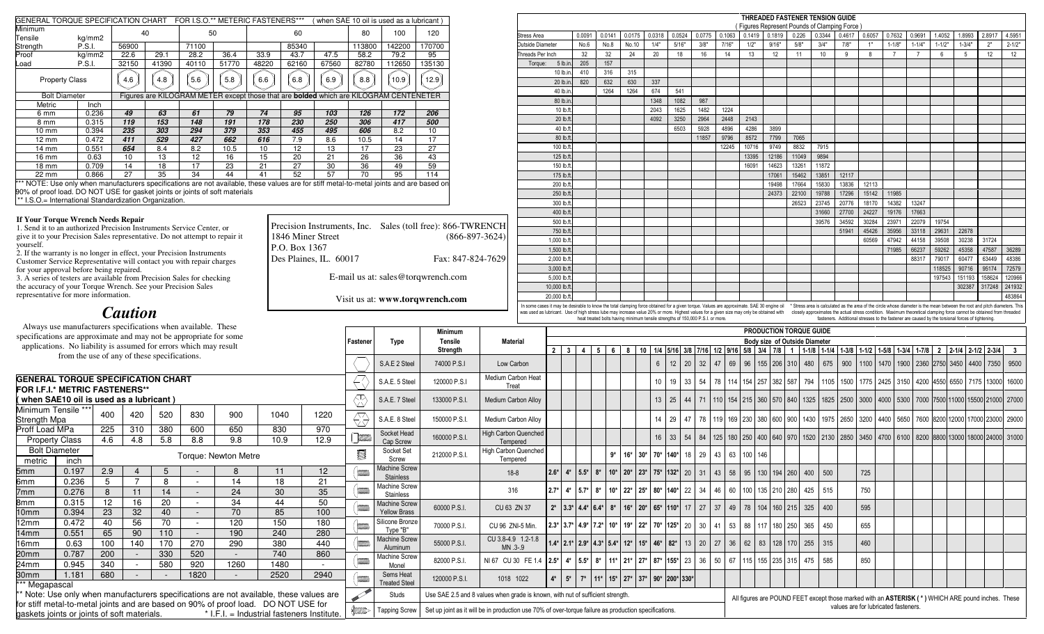## GENERAL TORQUE SPECIFICATION CHART FOR I.S.O.** METERIC FASTENERS*** (when SAE 10 oil is used as a lubricant)

| | | | | | | | | | | | |
|---|---|---|---|---|---|---|---|---|---|---|---|
| Minimum Tensile Strength | kg/mm2 | 40 | | 50 | | 60 | | | 80 | 100 | 120 |
| | P.S.I. | 56900 | | 71100 | | 85340 | | | 113800 | 142200 | 170700 |
| Proof Load | kg/mm2 | 22.6 | 29.1 | 28.2 | 36.4 | 33.9 | 43.7 | 47.5 | 58.2 | 79.2 | 95 |
| | P.S.I. | 32150 | 41390 | 40110 | 51770 | 48220 | 62160 | 67560 | 82780 | 112650 | 135130 |
| Property Class | | 4.6 | 4.8 | 5.6 | 5.8 | 6.6 | 6.8 | 6.9 | 8.8 | 10.9 | 12.9 |
| Bolt Diameter | | Figures are KILOGRAM METER except those that are **bolded** which are KILOGRAM CENTENETER | | | | | | | | | |
| Metric | Inch | | | | | | | | | | |
| 6 mm | 0.236 | **49** | **63** | **61** | **79** | **74** | **95** | **103** | **126** | **172** | **206** |
| 8 mm | 0.315 | **119** | **153** | **148** | **191** | **178** | **230** | **250** | **306** | **417** | **500** |
| 10 mm | 0.394 | **235** | **303** | **294** | **379** | **353** | **455** | **495** | **606** | 8.2 | 10 |
| 12 mm | 0.472 | **411** | **529** | **427** | **662** | **616** | 7.9 | 8.6 | 10.5 | 14 | 17 |
| 14 mm | 0.551 | **654** | 8.4 | 8.2 | 10.5 | 10 | 12 | 13 | 17 | 23 | 27 |
| 16 mm | 0.63 | 10 | 13 | 12 | 16 | 15 | 20 | 21 | 26 | 36 | 43 |
| 18 mm | 0.709 | 14 | 18 | 17 | 23 | 21 | 27 | 30 | 36 | 49 | 59 |
| 22 mm | 0.866 | 27 | 35 | 34 | 44 | 41 | 52 | 57 | 70 | 95 | 114 |

*** NOTE: Use only when manufacturers specifications are not available, these values are for stiff metal-to-metal joints and are based on 90% of proof load. DO NOT USE for gasket joints or joints of soft materials

** I.S.O.= International Standardization Organization.

### If Your Torque Wrench Needs Repair

1. Send it to an authorized Precision Instruments Service Center, or give it to your Precision Sales representative. Do not attempt to repair it yourself.
2. If the warranty is no longer in effect, your Precision Instruments Customer Service Representative will contact you with repair charges for your approval before being repaired.
3. A series of testers are available from Precision Sales for checking the accuracy of your Torque Wrench. See your Precision Sales representative for more information.

# *Caution*

Always use manufacturers specifications when available. These specifications are approximate and may not be appropriate for some applications. No liability is assumed for errors which may result from the use of any of these specifications.

## GENERAL TORQUE SPECIFICATION CHART FOR I.F.I.* METRIC FASTENERS** (when SAE10 oil is used as a lubricant)

| | | | | | | | | |
|---|---|---|---|---|---|---|---|---|
| Minimum Tensile *** Strength Mpa | | 400 | 420 | 520 | 830 | 900 | 1040 | 1220 |
| Proff Load MPa | | 225 | 310 | 380 | 600 | 650 | 830 | 970 |
| Property Class | | 4.6 | 4.8 | 5.8 | 8.8 | 9.8 | 10.9 | 12.9 |
| Bolt Diameter | | Torque: Newton Metre | | | | | | |
| metric | inch | | | | | | | |
| 5mm | 0.197 | 2.9 | 4 | 5 | - | 8 | 11 | 12 |
| 6mm | 0.236 | 5 | 7 | 8 | - | 14 | 18 | 21 |
| 7mm | 0.276 | 8 | 11 | 14 | - | 24 | 30 | 35 |
| 8mm | 0.315 | 12 | 16 | 20 | - | 34 | 44 | 50 |
| 10mm | 0.394 | 23 | 32 | 40 | - | 70 | 85 | 100 |
| 12mm | 0.472 | 40 | 56 | 70 | - | 120 | 150 | 180 |
| 14mm | 0.551 | 65 | 90 | 110 | - | 190 | 240 | 280 |
| 16mm | 0.63 | 100 | 140 | 170 | 270 | 290 | 380 | 440 |
| 20mm | 0.787 | 200 | - | 330 | 520 | - | 740 | 860 |
| 24mm | 0.945 | 340 | - | 580 | 920 | 1260 | 1480 | - |
| 30mm | 1.181 | 680 | - | - | 1820 | - | 2520 | 2940 |

*** Megapascal

** Note: Use only when manufacturers specifications are not available, these values are for stiff metal-to-metal joints and are based on 90% of proof load. DO NOT USE for gaskets joints or joints of soft materials. * I.F.I. = Industrial fasteners Institute.

Precision Instruments, Inc.
1846 Miner Street
P.O. Box 1367
Des Plaines, IL. 60017

Sales (toll free): 866-TWRENCH (866-897-3624)
Fax: 847-824-7629

E-mail us at: sales@torqwrench.com

Visit us at: **www.torqwrench.com**

## THREADED FASTENER TENSION GUIDE
(Figures Represent Pounds of Clamping Force)

| | | | | | | | | | | | | | | | | | | | |
|---|---|---|---|---|---|---|---|---|---|---|---|---|---|---|---|---|---|---|---|
| Stress Area | 0.0091 | 0.0141 | 0.0175 | 0.0318 | 0.0524 | 0.0775 | 0.1063 | 0.1419 | 0.1819 | 0.226 | 0.3344 | 0.4617 | 0.6057 | 0.7632 | 0.9691 | 1.4052 | 1.8993 | 2.8917 | 4.5951 |
| Outside Diameter | No.6 | No.8 | No.10 | 1/4" | 5/16" | 3/8" | 7/16" | 1/2" | 9/16" | 5/8" | 3/4" | 7/8" | 1" | 1-1/8" | 1-1/4" | 1-1/2" | 1-3/4" | 2" | 2-1/2" |
| Threads Per Inch | 32 | 32 | 24 | 20 | 18 | 16 | 14 | 13 | 12 | 11 | 10 | 9 | 8 | 7 | 7 | 6 | 5 | 12 | 12 |
| Torque: 5 lb.in. | 205 | 157 | | | | | | | | | | | | | | | | | |
| 10 lb.in. | 410 | 316 | 315 | | | | | | | | | | | | | | | | |
| 20 lb.in. | 820 | 632 | 630 | 337 | | | | | | | | | | | | | | | |
| 40 lb.in. | | 1264 | 1264 | 674 | 541 | | | | | | | | | | | | | | |
| 80 lb.in. | | | | 1348 | 1082 | 987 | | | | | | | | | | | | | |
| 10 lb.ft. | | | | 2043 | 1625 | 1482 | 1224 | | | | | | | | | | | | |
| 20 lb.ft. | | | | 4092 | 3250 | 2964 | 2448 | 2143 | | | | | | | | | | | |
| 40 lb.ft. | | | | | 6503 | 5928 | 4896 | 4286 | 3899 | | | | | | | | | | |
| 80 lb.ft. | | | | | | 11857 | 9796 | 8572 | 7799 | 7065 | | | | | | | | | |
| 100 lb.ft. | | | | | | | 12245 | 10716 | 9749 | 8832 | 7915 | | | | | | | | |
| 125 lb.ft. | | | | | | | | 13395 | 12186 | 11049 | 9894 | | | | | | | | |
| 150 lb.ft. | | | | | | | | 16091 | 14623 | 13261 | 11872 | | | | | | | | |
| 175 lb.ft. | | | | | | | | | 17061 | 15462 | 13851 | 12117 | | | | | | | |
| 200 lb.ft. | | | | | | | | | 19498 | 17664 | 15830 | 13836 | 12113 | | | | | | |
| 250 lb.ft. | | | | | | | | | 24373 | 22100 | 19788 | 17296 | 15142 | 11985 | | | | | |
| 300 lb.ft. | | | | | | | | | | 26523 | 23745 | 20776 | 18170 | 14382 | 13247 | | | | |
| 400 lb.ft. | | | | | | | | | | | 31660 | 27700 | 24227 | 19176 | 17663 | | | | |
| 500 lb.ft. | | | | | | | | | | | 39576 | 34592 | 30284 | 23971 | 22079 | 19754 | | | |
| 750 lb.ft. | | | | | | | | | | | | 51941 | 45426 | 35956 | 33118 | 29631 | 22678 | | |
| 1,000 lb.ft. | | | | | | | | | | | | | 60569 | 47942 | 44158 | 39508 | 30238 | 31724 | |
| 1,500 lb.ft. | | | | | | | | | | | | | | 71985 | 66237 | 59262 | 45358 | 47587 | 36289 |
| 2,000 lb.ft. | | | | | | | | | | | | | | | 88317 | 79017 | 60477 | 63449 | 48386 |
| 3,000 lb.ft. | | | | | | | | | | | | | | | | 118525 | 90716 | 95174 | 72579 |
| 5,000 lb.ft. | | | | | | | | | | | | | | | | 197543 | 151193 | 158624 | 120966 |
| 10,000 lb.ft. | | | | | | | | | | | | | | | | | 302387 | 317248 | 241932 |
| 20,000 lb.ft. | | | | | | | | | | | | | | | | | | | 483864 |

In some cases it may be desirable to know the total clamping force obtained for a given torque. Values are approximate. SAE 30 engine oil was used as lubricant. Use of high stress lube may increase value 20% or more. Highest values for a given size may only be obtained with heat treated bolts having minimum tensile strengths of 150,000 P.S.I. or more.

* Stress area is calculated as the area of the circle whose diameter is the mean between the root and pitch diameters. This closely approximates the actual stress condition. Maximum theoretical clamping force cannot be obtained from threaded fasteners. Additional stresses to the fastener are caused by the torsional forces of tightening.

## PRODUCTION TORQUE GUIDE

| Fastener | Type | Minimum Tensile Strength | Material | Body size of Outside Diameter | | | | | | | | | | | | | | | | | | | | | | | | | | | | |
|---|---|---|---|---|---|---|---|---|---|---|---|---|---|---|---|---|---|---|---|---|---|---|---|---|---|---|---|---|---|---|---|---|
| | | | | 2 | 3 | 4 | 5 | 6 | 8 | 10 | 1/4 | 5/16 | 3/8 | 7/16 | 1/2 | 9/16 | 5/8 | 3/4 | 7/8 | 1 | 1-1/8 | 1-1/4 | 1-3/8 | 1-1/2 | 1-5/8 | 1-3/4 | 1-7/8 | 2 | 2-1/4 | 2-1/2 | 2-3/4 | 3 |
| | S.A.E 2 Steel | 74000 P.S.I | Low Carbon | | | | | | | | 6 | 12 | 20 | 32 | 47 | 69 | 96 | 155 | 206 | 310 | 480 | 675 | 900 | 1100 | 1470 | 1900 | 2360 | 2750 | 3450 | 4400 | 7350 | 9500 |
| | S.A.E. 5 Steel | 120000 P.S.I | Medium Carbon Heat Treat | | | | | | | | 10 | 19 | 33 | 54 | 78 | 114 | 154 | 257 | 382 | 587 | 794 | 1105 | 1500 | 1775 | 2425 | 3150 | 4200 | 4550 | 6550 | 7175 | 13000 | 16000 |
| | S.A.E. 7 Steel | 133000 P.S.I. | Medium Carbon Alloy | | | | | | | | 13 | 25 | 44 | 71 | 110 | 154 | 215 | 360 | 570 | 840 | 1325 | 1825 | 2500 | 3000 | 4000 | 5300 | 7000 | 7500 | 11000 | 15500 | 21000 | 27000 |
| | S.A.E. 8 Steel | 150000 P.S.I. | Medium Carbon Alloy | | | | | | | | 14 | 29 | 47 | 78 | 119 | 169 | 230 | 380 | 600 | 900 | 1430 | 1975 | 2650 | 3200 | 4400 | 5650 | 7600 | 8200 | 12000 | 17000 | 23000 | 29000 |
| | Socket Head Cap Screw | 160000 P.S.I. | High Carbon Quenched Tempered | | | | | | | | 16 | 33 | 54 | 84 | 125 | 180 | 250 | 400 | 640 | 970 | 1520 | 2130 | 2850 | 3450 | 4700 | 6100 | 8200 | 8800 | 13000 | 18000 | 24000 | 31000 |
| | Socket Set Screw | 212000 P.S.I. | High Carbon Quenched Tempered | | | | | 9* | 16* | 30* | 70* | 140* | 18 | 29 | 43 | 63 | 100 | 146 | | | | | | | | | | | | | | |
| | Machine Screw Stainless | | 18-8 | 2.6* | 4* | 5.5* | 8* | 10* | 20* | 23* | 75* | 132* | 20 | 31 | 43 | 58 | 95 | 130 | 194 | 260 | 400 | 500 | | 725 | | | | | | | | |
| | Machine Screw Stainless | | 316 | 2.7* | 4* | 5.7* | 8* | 10* | 22* | 25* | 80* | 140* | 22 | 34 | 46 | 60 | 100 | 135 | 210 | 280 | 425 | 515 | | 750 | | | | | | | | |
| | Machine Screw Yellow Brass | 60000 P.S.I. | CU 63 ZN 37 | 2* | 3.3* | 4.4* | 6.4* | 8* | 16* | 20* | 65* | 110* | 17 | 27 | 37 | 49 | 78 | 104 | 160 | 215 | 325 | 400 | | 595 | | | | | | | | |
| | Silicone Bronze Type "B" | 70000 P.S.I. | CU 96 ZNI-5 Min. | 2.3* | 3.7* | 4.9* | 7.2* | 10* | 19* | 22* | 70* | 125* | 20 | 30 | 41 | 53 | 88 | 117 | 180 | 250 | 365 | 450 | | 655 | | | | | | | | |
| | Machine Screw Aluminum | 55000 P.S.I. | CU 3.8-4.9 1.2-1.8 MN .3-.9 | 1.4* | 2.1* | 2.9* | 4.3* | 5.4* | 12* | 15* | 46* | 82* | 13 | 20 | 27 | 36 | 62 | 83 | 128 | 170 | 255 | 315 | | 460 | | | | | | | | |
| | Machine Screw Monel | 82000 P.S.I. | NI 67 CU 30 FE 1.4 | 2.5* | 4* | 5.5* | 8* | 11* | 21* | 27* | 87* | 155* | 23 | 36 | 50 | 67 | 115 | 155 | 235 | 315 | 475 | 585 | | 850 | | | | | | | | |
| | Sems Heat Treated Steel | 120000 P.S.I. | 1018 1022 | 4* | 5* | 7* | 11* | 15* | 27* | 37* | 90* | 200* | 330* | | | | | | | | | | | | | | | | | | | |
| | Studs | Use SAE 2.5 and 8 values when grade is known, with nut of sufficient strength. | | | | | | | | | | | | | | | | | | | | | | | | | | | | | | |
| | Tapping Screw | Set up joint as it will be in production use 70% of over-torque failure as production specifications. | | | | | | | | | | | | | | | | | | | | | | | | | | | | | | |

All figures are POUND FEET except those marked with an **ASTERISK (*)** WHICH ARE pound inches. These values are for lubricated fasteners.